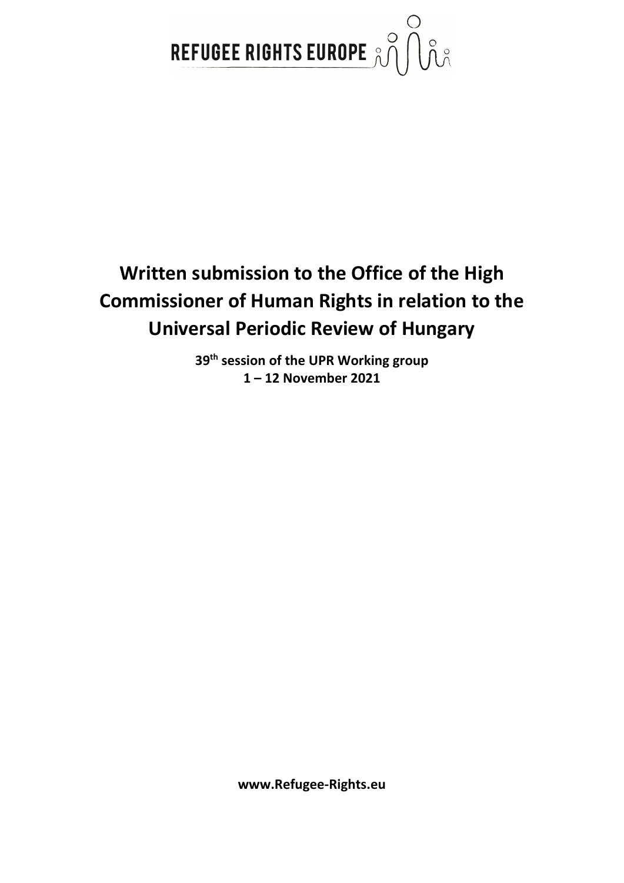REFUGEE RIGHTS EUROPE

# Written submission to the Office of the High Commissioner of Human Rights in relation to the Universal Periodic Review of Hungary

**39th session of the UPR Working group**
**1 – 12 November 2021**

**www.Refugee-Rights.eu**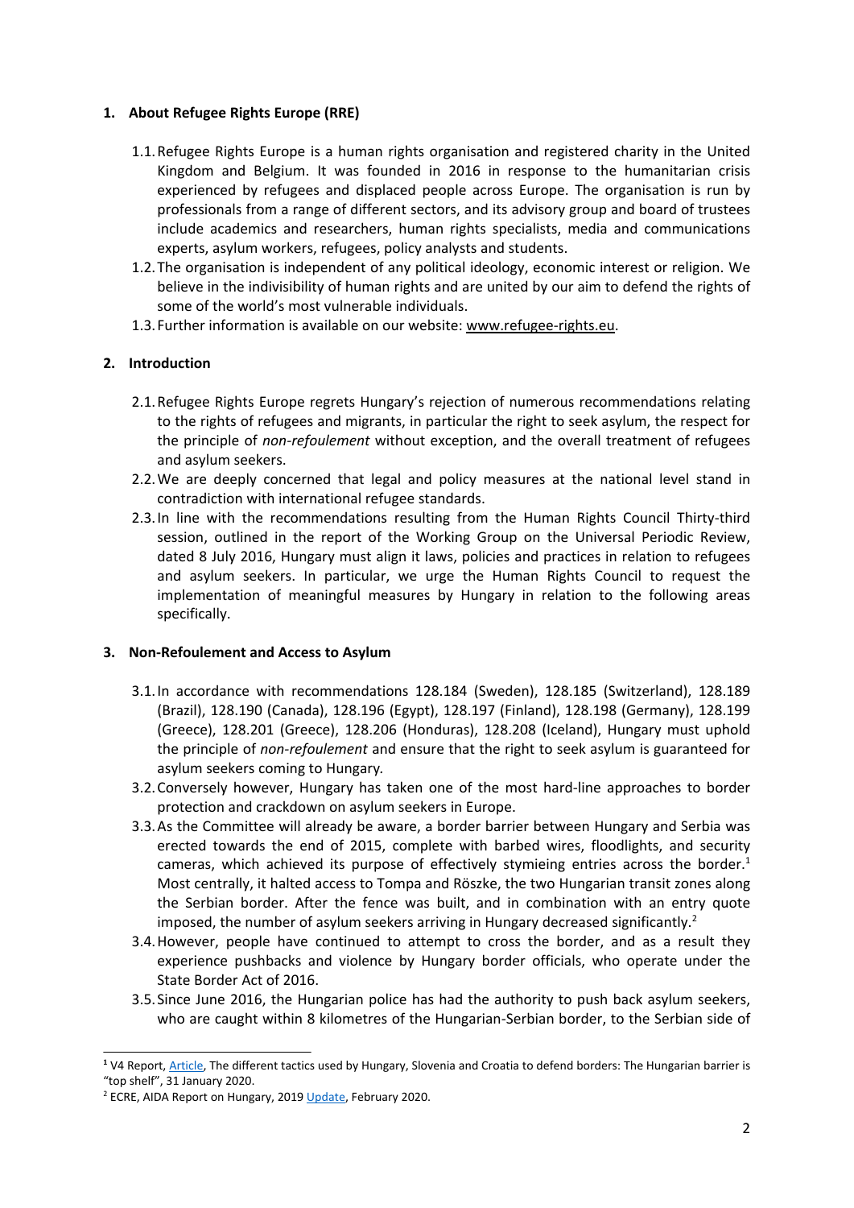## 1. About Refugee Rights Europe (RRE)

1.1. Refugee Rights Europe is a human rights organisation and registered charity in the United Kingdom and Belgium. It was founded in 2016 in response to the humanitarian crisis experienced by refugees and displaced people across Europe. The organisation is run by professionals from a range of different sectors, and its advisory group and board of trustees include academics and researchers, human rights specialists, media and communications experts, asylum workers, refugees, policy analysts and students.

1.2. The organisation is independent of any political ideology, economic interest or religion. We believe in the indivisibility of human rights and are united by our aim to defend the rights of some of the world's most vulnerable individuals.

1.3. Further information is available on our website: www.refugee-rights.eu.

## 2. Introduction

2.1. Refugee Rights Europe regrets Hungary's rejection of numerous recommendations relating to the rights of refugees and migrants, in particular the right to seek asylum, the respect for the principle of *non-refoulement* without exception, and the overall treatment of refugees and asylum seekers.

2.2. We are deeply concerned that legal and policy measures at the national level stand in contradiction with international refugee standards.

2.3. In line with the recommendations resulting from the Human Rights Council Thirty-third session, outlined in the report of the Working Group on the Universal Periodic Review, dated 8 July 2016, Hungary must align it laws, policies and practices in relation to refugees and asylum seekers. In particular, we urge the Human Rights Council to request the implementation of meaningful measures by Hungary in relation to the following areas specifically.

## 3. Non-Refoulement and Access to Asylum

3.1. In accordance with recommendations 128.184 (Sweden), 128.185 (Switzerland), 128.189 (Brazil), 128.190 (Canada), 128.196 (Egypt), 128.197 (Finland), 128.198 (Germany), 128.199 (Greece), 128.201 (Greece), 128.206 (Honduras), 128.208 (Iceland), Hungary must uphold the principle of *non-refoulement* and ensure that the right to seek asylum is guaranteed for asylum seekers coming to Hungary.

3.2. Conversely however, Hungary has taken one of the most hard-line approaches to border protection and crackdown on asylum seekers in Europe.

3.3. As the Committee will already be aware, a border barrier between Hungary and Serbia was erected towards the end of 2015, complete with barbed wires, floodlights, and security cameras, which achieved its purpose of effectively stymieing entries across the border.[1] Most centrally, it halted access to Tompa and Röszke, the two Hungarian transit zones along the Serbian border. After the fence was built, and in combination with an entry quote imposed, the number of asylum seekers arriving in Hungary decreased significantly.[2]

3.4. However, people have continued to attempt to cross the border, and as a result they experience pushbacks and violence by Hungary border officials, who operate under the State Border Act of 2016.

3.5. Since June 2016, the Hungarian police has had the authority to push back asylum seekers, who are caught within 8 kilometres of the Hungarian-Serbian border, to the Serbian side of

---

[1] V4 Report, Article, The different tactics used by Hungary, Slovenia and Croatia to defend borders: The Hungarian barrier is "top shelf", 31 January 2020.

[2] ECRE, AIDA Report on Hungary, 2019 Update, February 2020.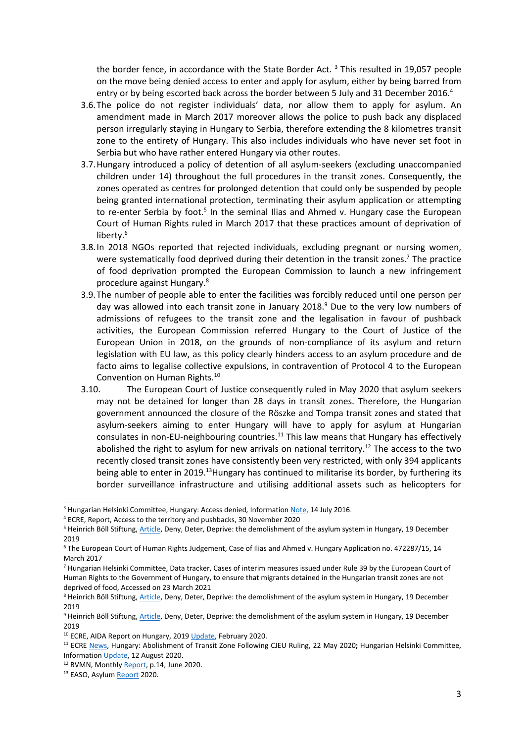the border fence, in accordance with the State Border Act. [3] This resulted in 19,057 people on the move being denied access to enter and apply for asylum, either by being barred from entry or by being escorted back across the border between 5 July and 31 December 2016.[4]

3.6. The police do not register individuals' data, nor allow them to apply for asylum. An amendment made in March 2017 moreover allows the police to push back any displaced person irregularly staying in Hungary to Serbia, therefore extending the 8 kilometres transit zone to the entirety of Hungary. This also includes individuals who have never set foot in Serbia but who have rather entered Hungary via other routes.

3.7. Hungary introduced a policy of detention of all asylum-seekers (excluding unaccompanied children under 14) throughout the full procedures in the transit zones. Consequently, the zones operated as centres for prolonged detention that could only be suspended by people being granted international protection, terminating their asylum application or attempting to re-enter Serbia by foot.[5] In the seminal Ilias and Ahmed v. Hungary case the European Court of Human Rights ruled in March 2017 that these practices amount of deprivation of liberty.[6]

3.8. In 2018 NGOs reported that rejected individuals, excluding pregnant or nursing women, were systematically food deprived during their detention in the transit zones.[7] The practice of food deprivation prompted the European Commission to launch a new infringement procedure against Hungary.[8]

3.9. The number of people able to enter the facilities was forcibly reduced until one person per day was allowed into each transit zone in January 2018.[9] Due to the very low numbers of admissions of refugees to the transit zone and the legalisation in favour of pushback activities, the European Commission referred Hungary to the Court of Justice of the European Union in 2018, on the grounds of non-compliance of its asylum and return legislation with EU law, as this policy clearly hinders access to an asylum procedure and de facto aims to legalise collective expulsions, in contravention of Protocol 4 to the European Convention on Human Rights.[10]

3.10. The European Court of Justice consequently ruled in May 2020 that asylum seekers may not be detained for longer than 28 days in transit zones. Therefore, the Hungarian government announced the closure of the Röszke and Tompa transit zones and stated that asylum-seekers aiming to enter Hungary will have to apply for asylum at Hungarian consulates in non-EU-neighbouring countries.[11] This law means that Hungary has effectively abolished the right to asylum for new arrivals on national territory.[12] The access to the two recently closed transit zones have consistently been very restricted, with only 394 applicants being able to enter in 2019.[13] Hungary has continued to militarise its border, by furthering its border surveillance infrastructure and utilising additional assets such as helicopters for

---

[3] Hungarian Helsinki Committee, Hungary: Access denied, Information Note, 14 July 2016.

[4] ECRE, Report, Access to the territory and pushbacks, 30 November 2020

[5] Heinrich Böll Stiftung, Article, Deny, Deter, Deprive: the demolishment of the asylum system in Hungary, 19 December 2019

[6] The European Court of Human Rights Judgement, Case of Ilias and Ahmed v. Hungary Application no. 472287/15, 14 March 2017

[7] Hungarian Helsinki Committee, Data tracker, Cases of interim measures issued under Rule 39 by the European Court of Human Rights to the Government of Hungary, to ensure that migrants detained in the Hungarian transit zones are not deprived of food, Accessed on 23 March 2021

[8] Heinrich Böll Stiftung, Article, Deny, Deter, Deprive: the demolishment of the asylum system in Hungary, 19 December 2019

[9] Heinrich Böll Stiftung, Article, Deny, Deter, Deprive: the demolishment of the asylum system in Hungary, 19 December 2019

[10] ECRE, AIDA Report on Hungary, 2019 Update, February 2020.

[11] ECRE News, Hungary: Abolishment of Transit Zone Following CJEU Ruling, 22 May 2020**;** Hungarian Helsinki Committee, Information Update, 12 August 2020.

[12] BVMN, Monthly Report, p.14, June 2020.

[13] EASO, Asylum Report 2020.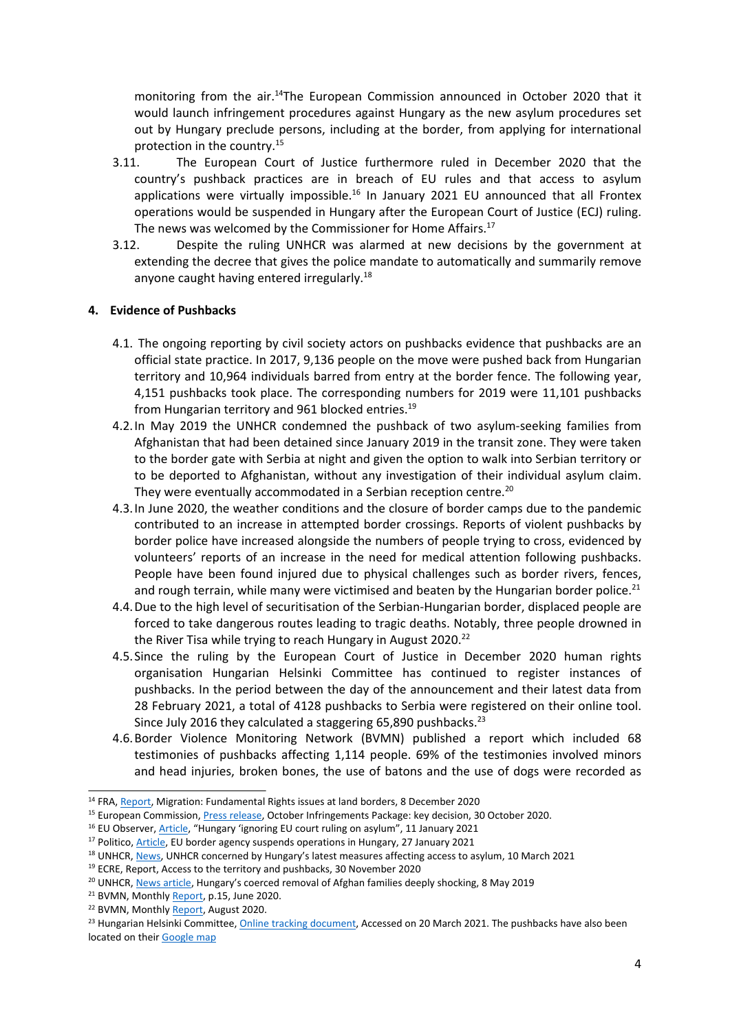monitoring from the air.[14] The European Commission announced in October 2020 that it would launch infringement procedures against Hungary as the new asylum procedures set out by Hungary preclude persons, including at the border, from applying for international protection in the country.[15]

3.11. The European Court of Justice furthermore ruled in December 2020 that the country's pushback practices are in breach of EU rules and that access to asylum applications were virtually impossible.[16] In January 2021 EU announced that all Frontex operations would be suspended in Hungary after the European Court of Justice (ECJ) ruling. The news was welcomed by the Commissioner for Home Affairs.[17]

3.12. Despite the ruling UNHCR was alarmed at new decisions by the government at extending the decree that gives the police mandate to automatically and summarily remove anyone caught having entered irregularly.[18]

## 4. Evidence of Pushbacks

4.1. The ongoing reporting by civil society actors on pushbacks evidence that pushbacks are an official state practice. In 2017, 9,136 people on the move were pushed back from Hungarian territory and 10,964 individuals barred from entry at the border fence. The following year, 4,151 pushbacks took place. The corresponding numbers for 2019 were 11,101 pushbacks from Hungarian territory and 961 blocked entries.[19]

4.2. In May 2019 the UNHCR condemned the pushback of two asylum-seeking families from Afghanistan that had been detained since January 2019 in the transit zone. They were taken to the border gate with Serbia at night and given the option to walk into Serbian territory or to be deported to Afghanistan, without any investigation of their individual asylum claim. They were eventually accommodated in a Serbian reception centre.[20]

4.3. In June 2020, the weather conditions and the closure of border camps due to the pandemic contributed to an increase in attempted border crossings. Reports of violent pushbacks by border police have increased alongside the numbers of people trying to cross, evidenced by volunteers' reports of an increase in the need for medical attention following pushbacks. People have been found injured due to physical challenges such as border rivers, fences, and rough terrain, while many were victimised and beaten by the Hungarian border police.[21]

4.4. Due to the high level of securitisation of the Serbian-Hungarian border, displaced people are forced to take dangerous routes leading to tragic deaths. Notably, three people drowned in the River Tisa while trying to reach Hungary in August 2020.[22]

4.5. Since the ruling by the European Court of Justice in December 2020 human rights organisation Hungarian Helsinki Committee has continued to register instances of pushbacks. In the period between the day of the announcement and their latest data from 28 February 2021, a total of 4128 pushbacks to Serbia were registered on their online tool. Since July 2016 they calculated a staggering 65,890 pushbacks.[23]

4.6. Border Violence Monitoring Network (BVMN) published a report which included 68 testimonies of pushbacks affecting 1,114 people. 69% of the testimonies involved minors and head injuries, broken bones, the use of batons and the use of dogs were recorded as

---

[14] FRA, Report, Migration: Fundamental Rights issues at land borders, 8 December 2020

[15] European Commission, Press release, October Infringements Package: key decision, 30 October 2020.

[16] EU Observer, Article, "Hungary 'ignoring EU court ruling on asylum", 11 January 2021

[17] Politico, Article, EU border agency suspends operations in Hungary, 27 January 2021

[18] UNHCR, News, UNHCR concerned by Hungary's latest measures affecting access to asylum, 10 March 2021

[19] ECRE, Report, Access to the territory and pushbacks, 30 November 2020

[20] UNHCR, News article, Hungary's coerced removal of Afghan families deeply shocking, 8 May 2019

[21] BVMN, Monthly Report, p.15, June 2020.

[22] BVMN, Monthly Report, August 2020.

[23] Hungarian Helsinki Committee, Online tracking document, Accessed on 20 March 2021. The pushbacks have also been located on their Google map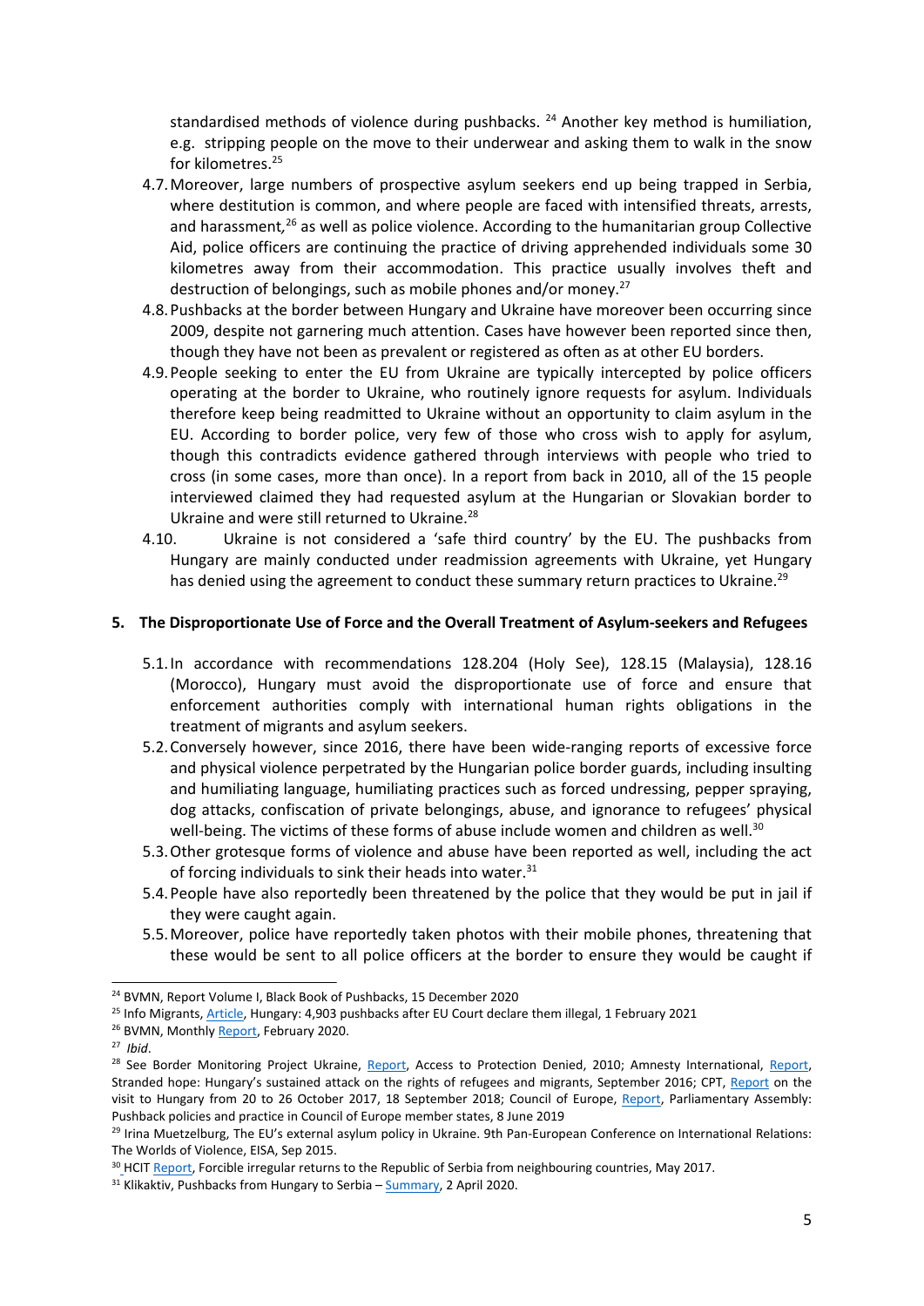standardised methods of violence during pushbacks. [24] Another key method is humiliation, e.g. stripping people on the move to their underwear and asking them to walk in the snow for kilometres.[25]

4.7. Moreover, large numbers of prospective asylum seekers end up being trapped in Serbia, where destitution is common, and where people are faced with intensified threats, arrests, and harassment,[26] as well as police violence. According to the humanitarian group Collective Aid, police officers are continuing the practice of driving apprehended individuals some 30 kilometres away from their accommodation. This practice usually involves theft and destruction of belongings, such as mobile phones and/or money.[27]

4.8. Pushbacks at the border between Hungary and Ukraine have moreover been occurring since 2009, despite not garnering much attention. Cases have however been reported since then, though they have not been as prevalent or registered as often as at other EU borders.

4.9. People seeking to enter the EU from Ukraine are typically intercepted by police officers operating at the border to Ukraine, who routinely ignore requests for asylum. Individuals therefore keep being readmitted to Ukraine without an opportunity to claim asylum in the EU. According to border police, very few of those who cross wish to apply for asylum, though this contradicts evidence gathered through interviews with people who tried to cross (in some cases, more than once). In a report from back in 2010, all of the 15 people interviewed claimed they had requested asylum at the Hungarian or Slovakian border to Ukraine and were still returned to Ukraine.[28]

4.10. Ukraine is not considered a 'safe third country' by the EU. The pushbacks from Hungary are mainly conducted under readmission agreements with Ukraine, yet Hungary has denied using the agreement to conduct these summary return practices to Ukraine.[29]

## 5. The Disproportionate Use of Force and the Overall Treatment of Asylum-seekers and Refugees

5.1. In accordance with recommendations 128.204 (Holy See), 128.15 (Malaysia), 128.16 (Morocco), Hungary must avoid the disproportionate use of force and ensure that enforcement authorities comply with international human rights obligations in the treatment of migrants and asylum seekers.

5.2. Conversely however, since 2016, there have been wide-ranging reports of excessive force and physical violence perpetrated by the Hungarian police border guards, including insulting and humiliating language, humiliating practices such as forced undressing, pepper spraying, dog attacks, confiscation of private belongings, abuse, and ignorance to refugees' physical well-being. The victims of these forms of abuse include women and children as well.[30]

5.3. Other grotesque forms of violence and abuse have been reported as well, including the act of forcing individuals to sink their heads into water.[31]

5.4. People have also reportedly been threatened by the police that they would be put in jail if they were caught again.

5.5. Moreover, police have reportedly taken photos with their mobile phones, threatening that these would be sent to all police officers at the border to ensure they would be caught if

---

[24] BVMN, Report Volume I, Black Book of Pushbacks, 15 December 2020

[25] Info Migrants, Article, Hungary: 4,903 pushbacks after EU Court declare them illegal, 1 February 2021

[26] BVMN, Monthly Report, February 2020.

[27] *Ibid*.

[28] See Border Monitoring Project Ukraine, Report, Access to Protection Denied, 2010; Amnesty International, Report, Stranded hope: Hungary's sustained attack on the rights of refugees and migrants, September 2016; CPT, Report on the visit to Hungary from 20 to 26 October 2017, 18 September 2018; Council of Europe, Report, Parliamentary Assembly: Pushback policies and practice in Council of Europe member states, 8 June 2019

[29] Irina Muetzelburg, The EU's external asylum policy in Ukraine. 9th Pan-European Conference on International Relations: The Worlds of Violence, EISA, Sep 2015.

[30] HCIT Report, Forcible irregular returns to the Republic of Serbia from neighbouring countries, May 2017.

[31] Klikaktiv, Pushbacks from Hungary to Serbia – Summary, 2 April 2020.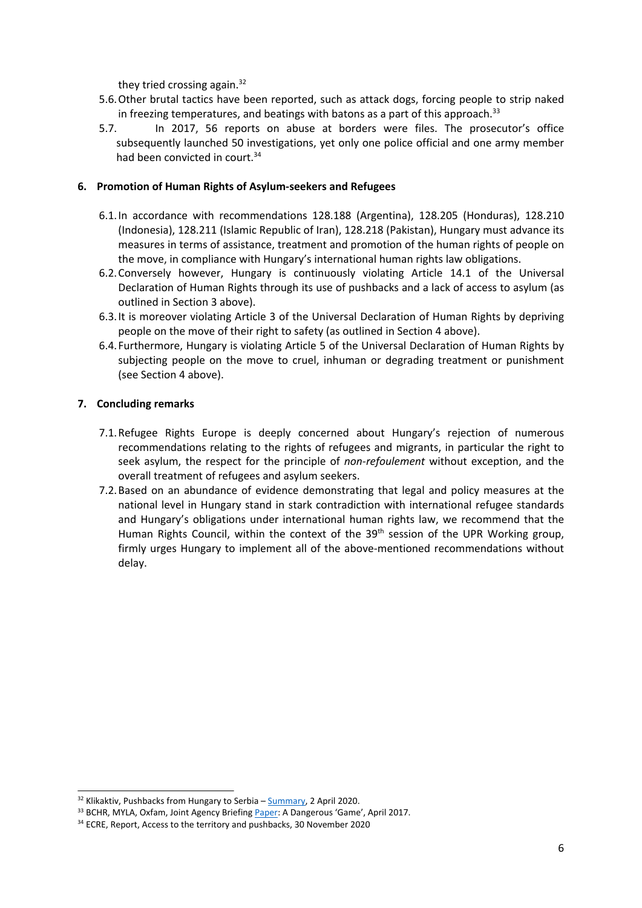they tried crossing again.[32]

5.6. Other brutal tactics have been reported, such as attack dogs, forcing people to strip naked in freezing temperatures, and beatings with batons as a part of this approach.[33]

5.7. In 2017, 56 reports on abuse at borders were files. The prosecutor's office subsequently launched 50 investigations, yet only one police official and one army member had been convicted in court.[34]

## 6. Promotion of Human Rights of Asylum-seekers and Refugees

6.1. In accordance with recommendations 128.188 (Argentina), 128.205 (Honduras), 128.210 (Indonesia), 128.211 (Islamic Republic of Iran), 128.218 (Pakistan), Hungary must advance its measures in terms of assistance, treatment and promotion of the human rights of people on the move, in compliance with Hungary's international human rights law obligations.

6.2. Conversely however, Hungary is continuously violating Article 14.1 of the Universal Declaration of Human Rights through its use of pushbacks and a lack of access to asylum (as outlined in Section 3 above).

6.3. It is moreover violating Article 3 of the Universal Declaration of Human Rights by depriving people on the move of their right to safety (as outlined in Section 4 above).

6.4. Furthermore, Hungary is violating Article 5 of the Universal Declaration of Human Rights by subjecting people on the move to cruel, inhuman or degrading treatment or punishment (see Section 4 above).

## 7. Concluding remarks

7.1. Refugee Rights Europe is deeply concerned about Hungary's rejection of numerous recommendations relating to the rights of refugees and migrants, in particular the right to seek asylum, the respect for the principle of *non-refoulement* without exception, and the overall treatment of refugees and asylum seekers.

7.2. Based on an abundance of evidence demonstrating that legal and policy measures at the national level in Hungary stand in stark contradiction with international refugee standards and Hungary's obligations under international human rights law, we recommend that the Human Rights Council, within the context of the 39th session of the UPR Working group, firmly urges Hungary to implement all of the above-mentioned recommendations without delay.

---

[32] Klikaktiv, Pushbacks from Hungary to Serbia – Summary, 2 April 2020.

[33] BCHR, MYLA, Oxfam, Joint Agency Briefing Paper: A Dangerous 'Game', April 2017.

[34] ECRE, Report, Access to the territory and pushbacks, 30 November 2020